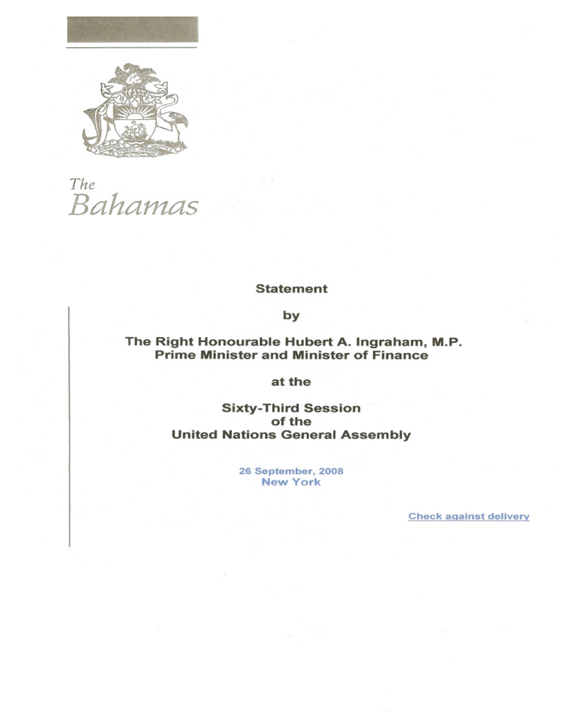*The*
*Bahamas*

**Statement**

**by**

**The Right Honourable Hubert A. Ingraham, M.P.**
**Prime Minister and Minister of Finance**

**at the**

**Sixty-Third Session**
**of the**
**United Nations General Assembly**

**26 September, 2008**
**New York**

**Check against delivery**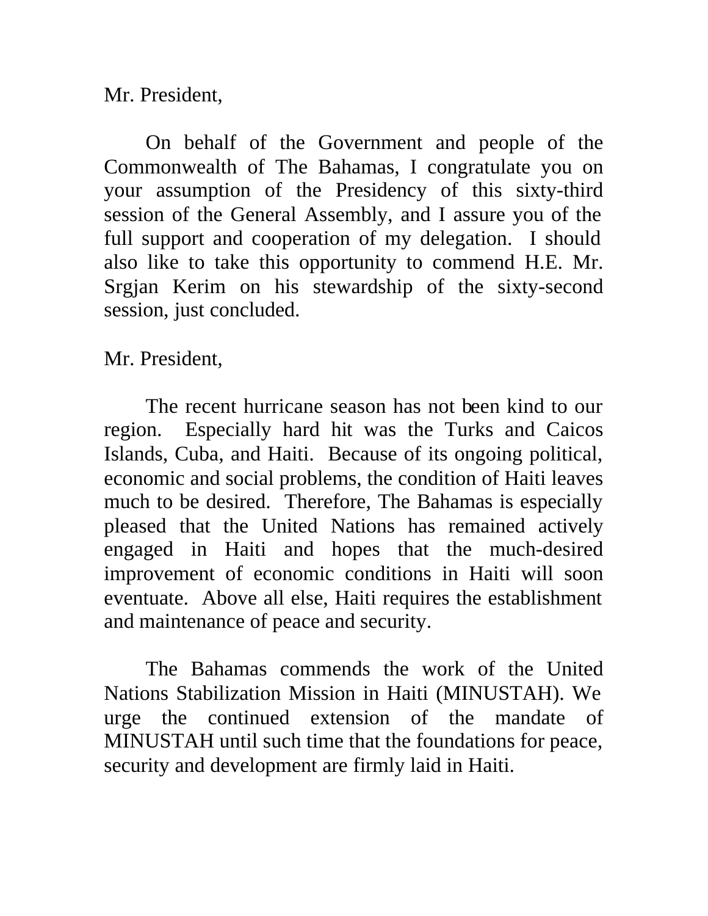Mr. President,

On behalf of the Government and people of the Commonwealth of The Bahamas, I congratulate you on your assumption of the Presidency of this sixty-third session of the General Assembly, and I assure you of the full support and cooperation of my delegation. I should also like to take this opportunity to commend H.E. Mr. Srgjan Kerim on his stewardship of the sixty-second session, just concluded.

Mr. President,

The recent hurricane season has not been kind to our region. Especially hard hit was the Turks and Caicos Islands, Cuba, and Haiti. Because of its ongoing political, economic and social problems, the condition of Haiti leaves much to be desired. Therefore, The Bahamas is especially pleased that the United Nations has remained actively engaged in Haiti and hopes that the much-desired improvement of economic conditions in Haiti will soon eventuate. Above all else, Haiti requires the establishment and maintenance of peace and security.

The Bahamas commends the work of the United Nations Stabilization Mission in Haiti (MINUSTAH). We urge the continued extension of the mandate of MINUSTAH until such time that the foundations for peace, security and development are firmly laid in Haiti.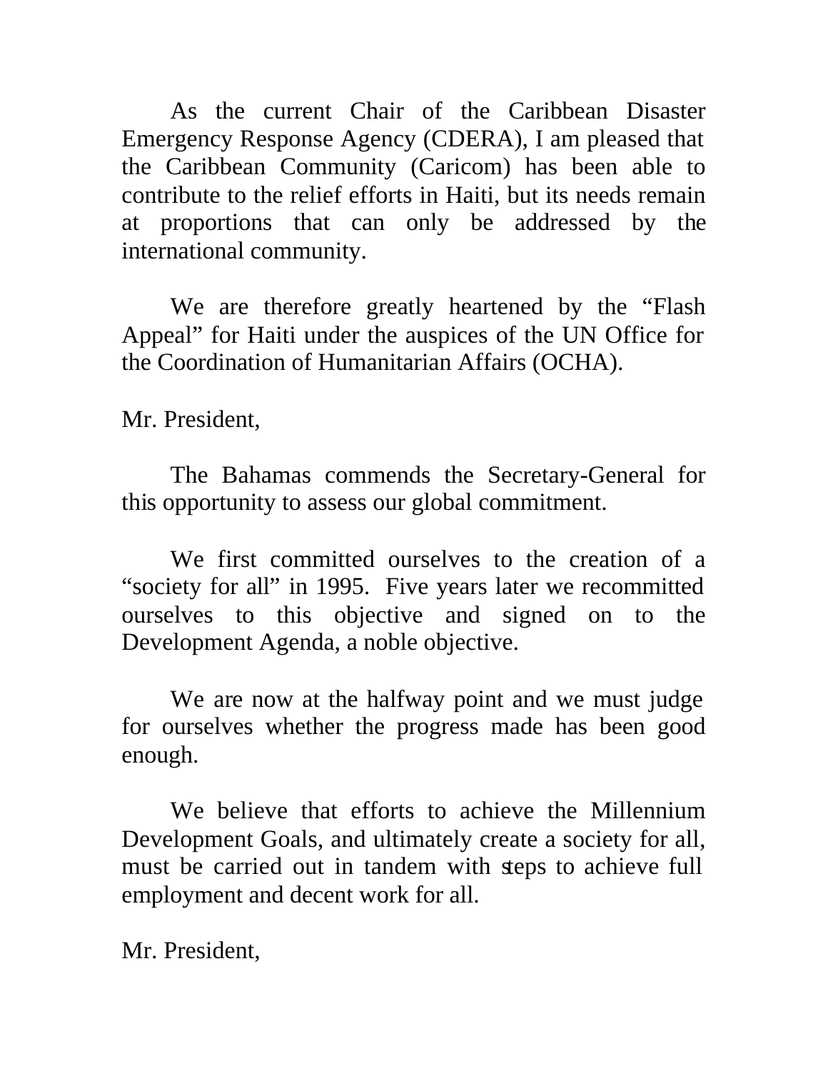As the current Chair of the Caribbean Disaster Emergency Response Agency (CDERA), I am pleased that the Caribbean Community (Caricom) has been able to contribute to the relief efforts in Haiti, but its needs remain at proportions that can only be addressed by the international community.

We are therefore greatly heartened by the "Flash Appeal" for Haiti under the auspices of the UN Office for the Coordination of Humanitarian Affairs (OCHA).

Mr. President,

The Bahamas commends the Secretary-General for this opportunity to assess our global commitment.

We first committed ourselves to the creation of a "society for all" in 1995. Five years later we recommitted ourselves to this objective and signed on to the Development Agenda, a noble objective.

We are now at the halfway point and we must judge for ourselves whether the progress made has been good enough.

We believe that efforts to achieve the Millennium Development Goals, and ultimately create a society for all, must be carried out in tandem with steps to achieve full employment and decent work for all.

Mr. President,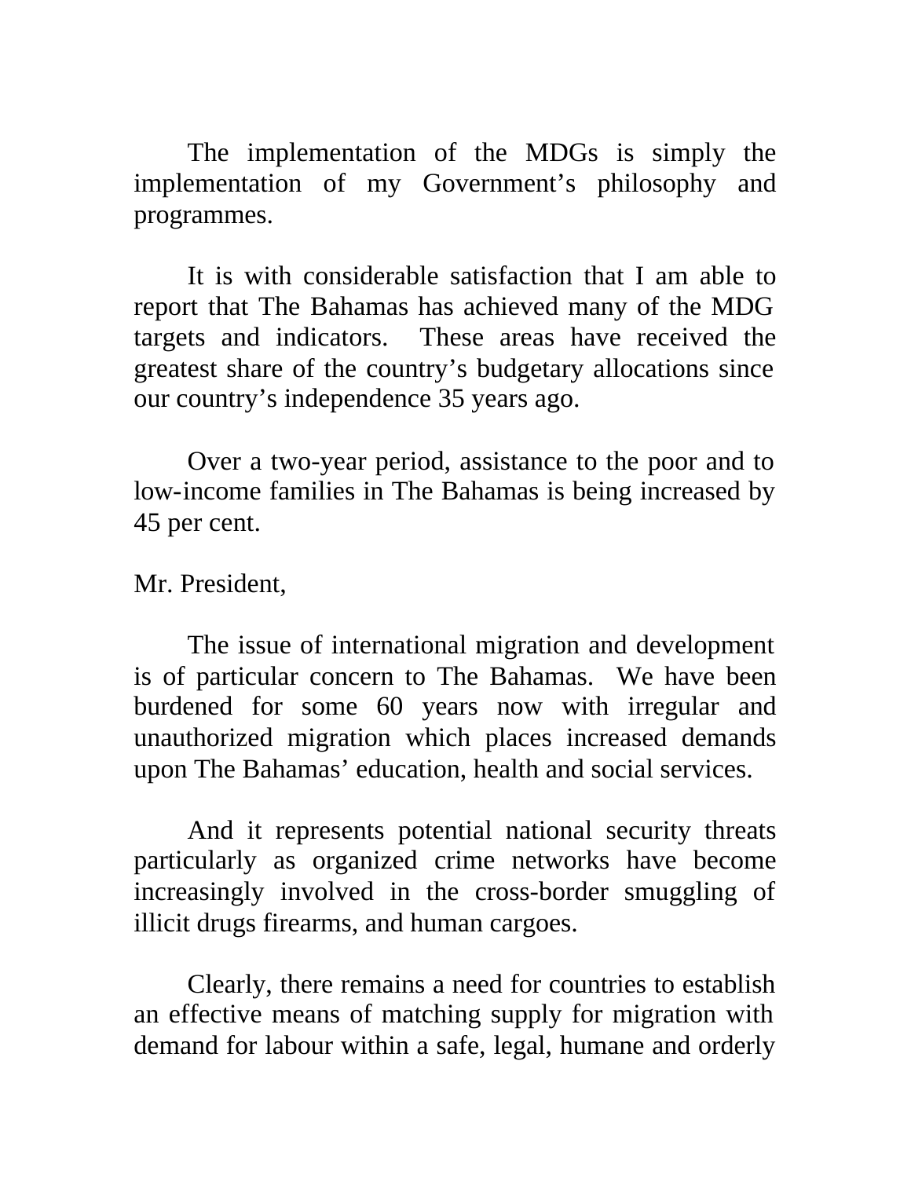The implementation of the MDGs is simply the implementation of my Government's philosophy and programmes.

It is with considerable satisfaction that I am able to report that The Bahamas has achieved many of the MDG targets and indicators. These areas have received the greatest share of the country's budgetary allocations since our country's independence 35 years ago.

Over a two-year period, assistance to the poor and to low-income families in The Bahamas is being increased by 45 per cent.

Mr. President,

The issue of international migration and development is of particular concern to The Bahamas. We have been burdened for some 60 years now with irregular and unauthorized migration which places increased demands upon The Bahamas' education, health and social services.

And it represents potential national security threats particularly as organized crime networks have become increasingly involved in the cross-border smuggling of illicit drugs firearms, and human cargoes.

Clearly, there remains a need for countries to establish an effective means of matching supply for migration with demand for labour within a safe, legal, humane and orderly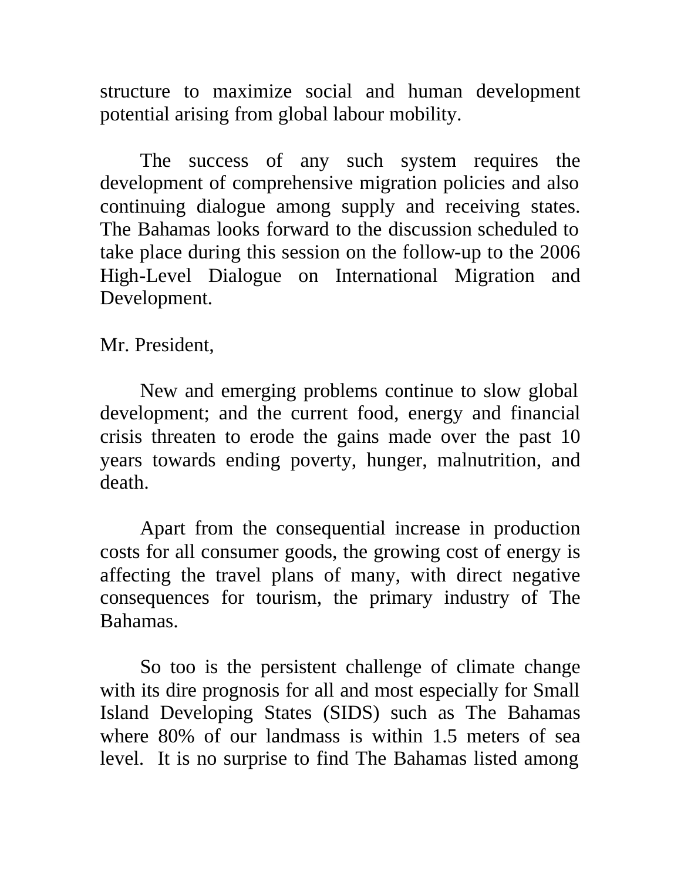structure to maximize social and human development potential arising from global labour mobility.

The success of any such system requires the development of comprehensive migration policies and also continuing dialogue among supply and receiving states. The Bahamas looks forward to the discussion scheduled to take place during this session on the follow-up to the 2006 High-Level Dialogue on International Migration and Development.

Mr. President,

New and emerging problems continue to slow global development; and the current food, energy and financial crisis threaten to erode the gains made over the past 10 years towards ending poverty, hunger, malnutrition, and death.

Apart from the consequential increase in production costs for all consumer goods, the growing cost of energy is affecting the travel plans of many, with direct negative consequences for tourism, the primary industry of The Bahamas.

So too is the persistent challenge of climate change with its dire prognosis for all and most especially for Small Island Developing States (SIDS) such as The Bahamas where 80% of our landmass is within 1.5 meters of sea level. It is no surprise to find The Bahamas listed among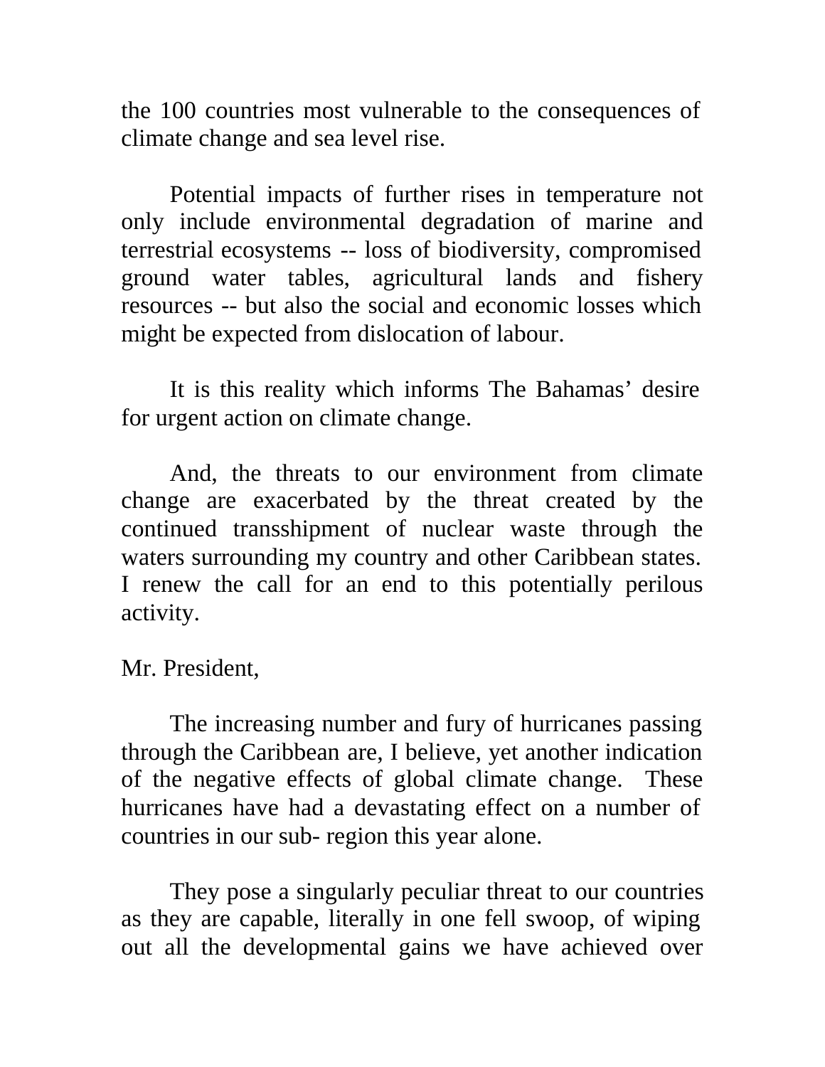the 100 countries most vulnerable to the consequences of climate change and sea level rise.

Potential impacts of further rises in temperature not only include environmental degradation of marine and terrestrial ecosystems -- loss of biodiversity, compromised ground water tables, agricultural lands and fishery resources -- but also the social and economic losses which might be expected from dislocation of labour.

It is this reality which informs The Bahamas' desire for urgent action on climate change.

And, the threats to our environment from climate change are exacerbated by the threat created by the continued transshipment of nuclear waste through the waters surrounding my country and other Caribbean states. I renew the call for an end to this potentially perilous activity.

Mr. President,

The increasing number and fury of hurricanes passing through the Caribbean are, I believe, yet another indication of the negative effects of global climate change. These hurricanes have had a devastating effect on a number of countries in our sub- region this year alone.

They pose a singularly peculiar threat to our countries as they are capable, literally in one fell swoop, of wiping out all the developmental gains we have achieved over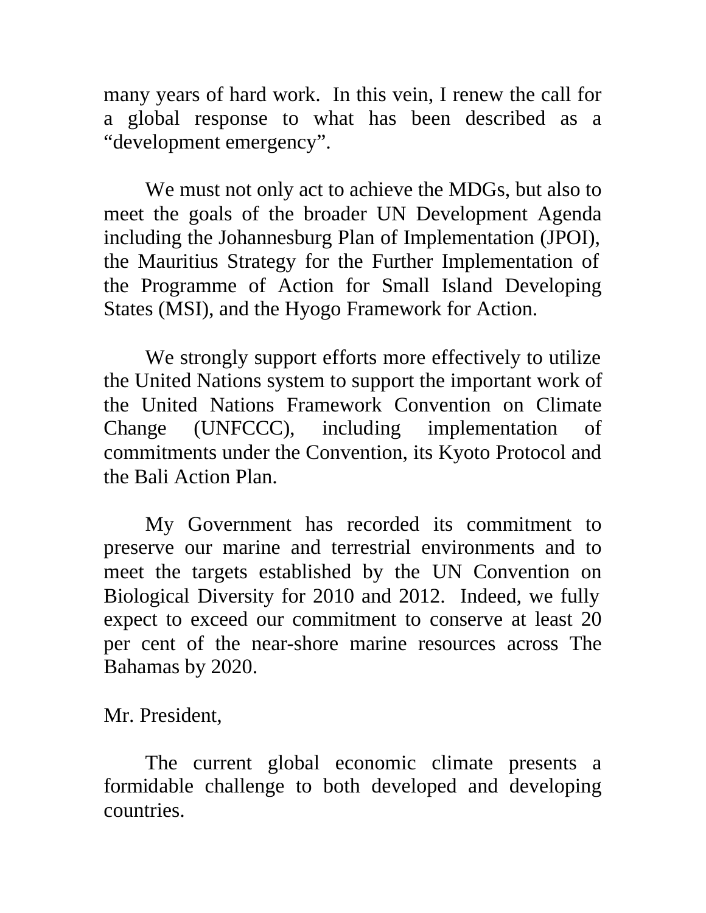many years of hard work. In this vein, I renew the call for a global response to what has been described as a "development emergency".

We must not only act to achieve the MDGs, but also to meet the goals of the broader UN Development Agenda including the Johannesburg Plan of Implementation (JPOI), the Mauritius Strategy for the Further Implementation of the Programme of Action for Small Island Developing States (MSI), and the Hyogo Framework for Action.

We strongly support efforts more effectively to utilize the United Nations system to support the important work of the United Nations Framework Convention on Climate Change (UNFCCC), including implementation of commitments under the Convention, its Kyoto Protocol and the Bali Action Plan.

My Government has recorded its commitment to preserve our marine and terrestrial environments and to meet the targets established by the UN Convention on Biological Diversity for 2010 and 2012. Indeed, we fully expect to exceed our commitment to conserve at least 20 per cent of the near-shore marine resources across The Bahamas by 2020.

Mr. President,

The current global economic climate presents a formidable challenge to both developed and developing countries.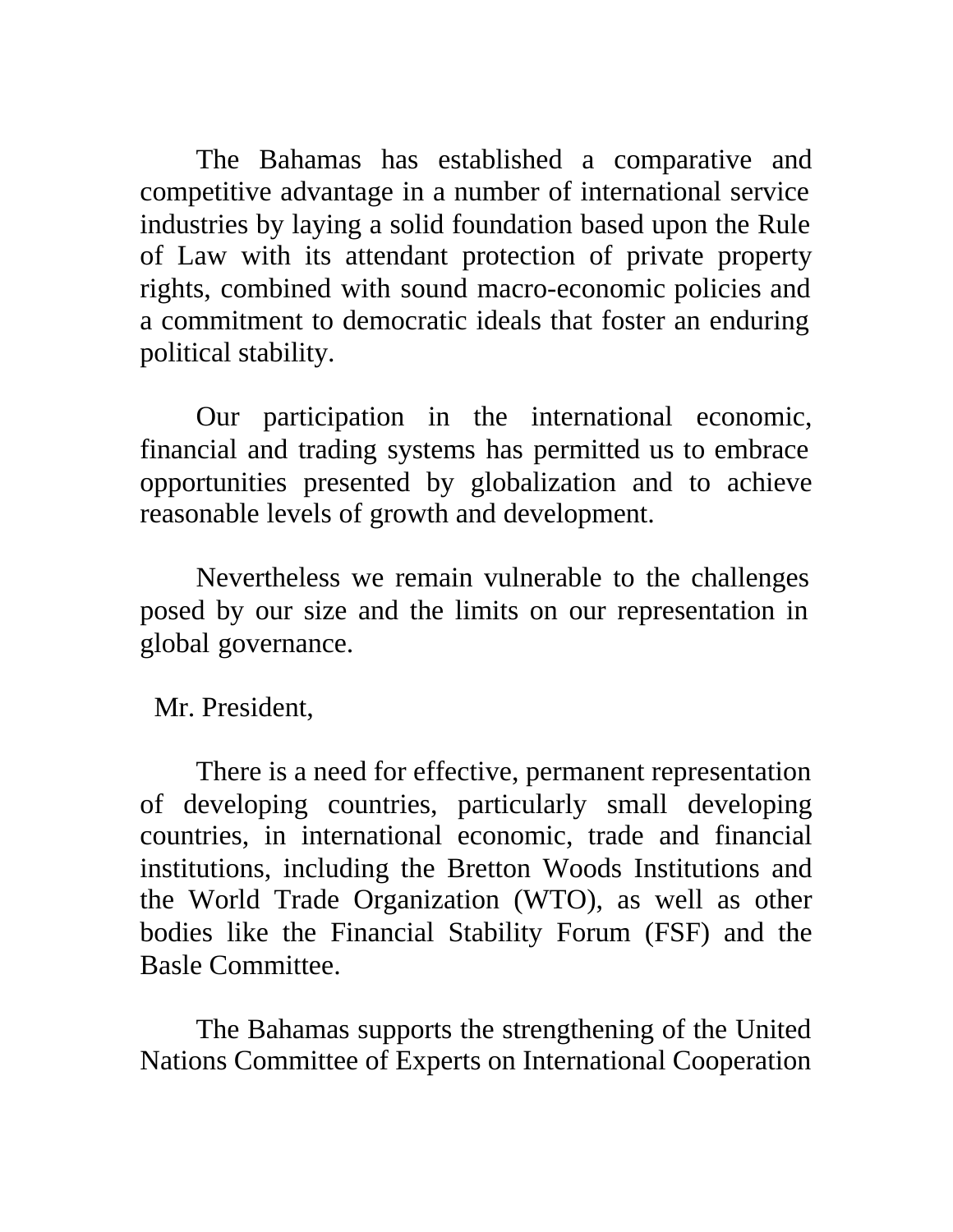The Bahamas has established a comparative and competitive advantage in a number of international service industries by laying a solid foundation based upon the Rule of Law with its attendant protection of private property rights, combined with sound macro-economic policies and a commitment to democratic ideals that foster an enduring political stability.

Our participation in the international economic, financial and trading systems has permitted us to embrace opportunities presented by globalization and to achieve reasonable levels of growth and development.

Nevertheless we remain vulnerable to the challenges posed by our size and the limits on our representation in global governance.

Mr. President,

There is a need for effective, permanent representation of developing countries, particularly small developing countries, in international economic, trade and financial institutions, including the Bretton Woods Institutions and the World Trade Organization (WTO), as well as other bodies like the Financial Stability Forum (FSF) and the Basle Committee.

The Bahamas supports the strengthening of the United Nations Committee of Experts on International Cooperation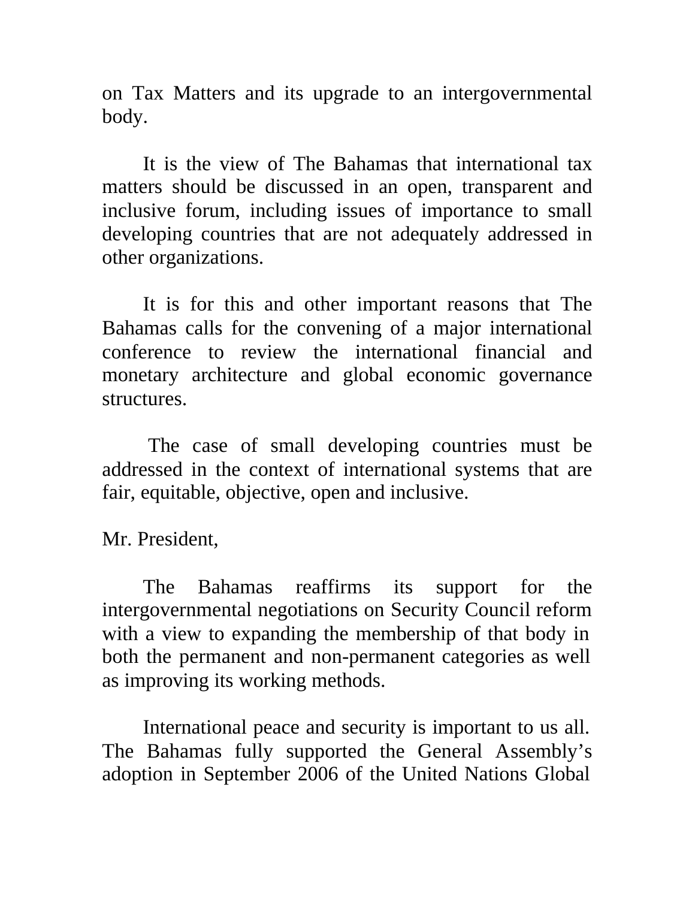on Tax Matters and its upgrade to an intergovernmental body.

It is the view of The Bahamas that international tax matters should be discussed in an open, transparent and inclusive forum, including issues of importance to small developing countries that are not adequately addressed in other organizations.

It is for this and other important reasons that The Bahamas calls for the convening of a major international conference to review the international financial and monetary architecture and global economic governance structures.

The case of small developing countries must be addressed in the context of international systems that are fair, equitable, objective, open and inclusive.

Mr. President,

The Bahamas reaffirms its support for the intergovernmental negotiations on Security Council reform with a view to expanding the membership of that body in both the permanent and non-permanent categories as well as improving its working methods.

International peace and security is important to us all. The Bahamas fully supported the General Assembly's adoption in September 2006 of the United Nations Global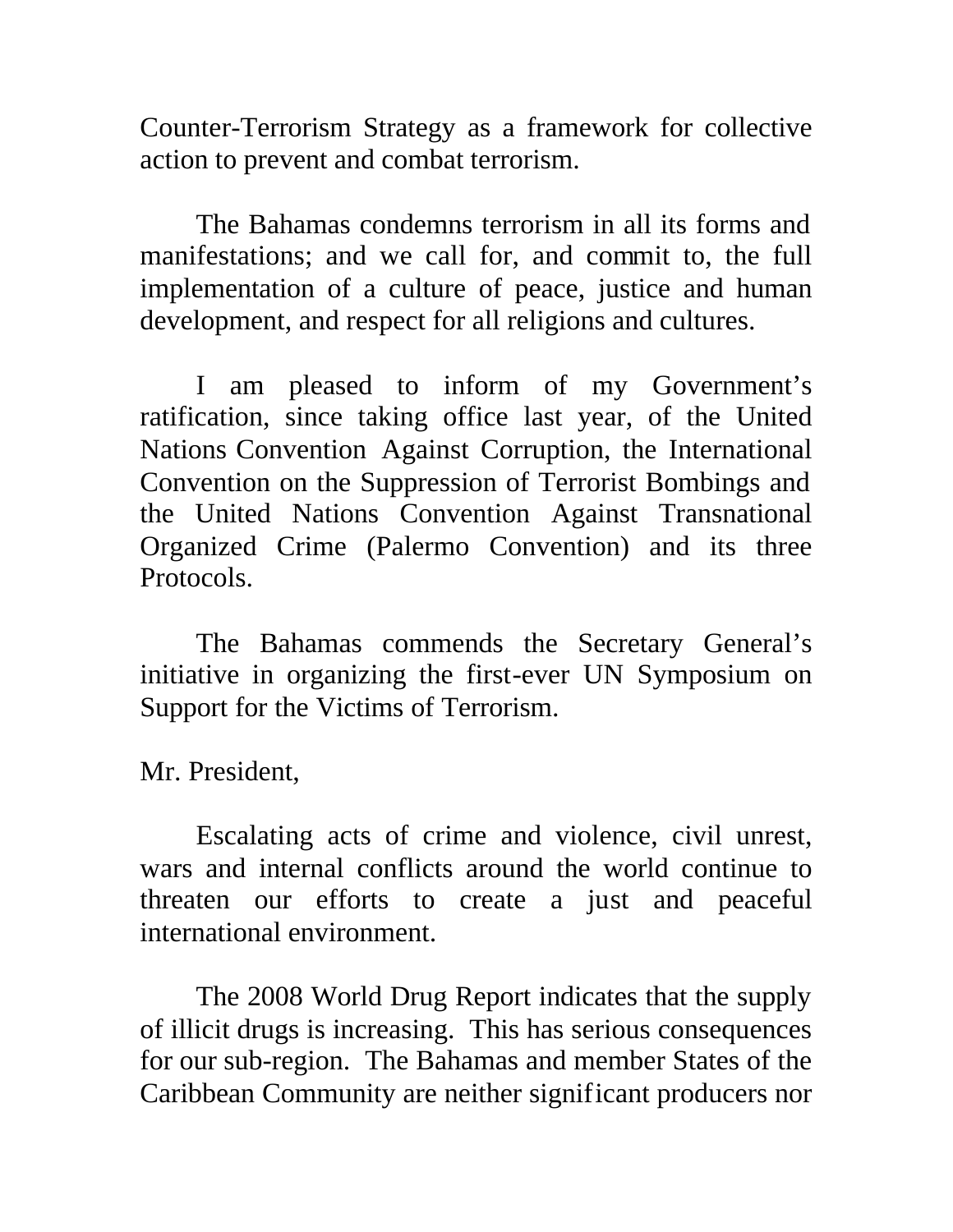Counter-Terrorism Strategy as a framework for collective action to prevent and combat terrorism.

The Bahamas condemns terrorism in all its forms and manifestations; and we call for, and commit to, the full implementation of a culture of peace, justice and human development, and respect for all religions and cultures.

I am pleased to inform of my Government's ratification, since taking office last year, of the United Nations Convention Against Corruption, the International Convention on the Suppression of Terrorist Bombings and the United Nations Convention Against Transnational Organized Crime (Palermo Convention) and its three Protocols.

The Bahamas commends the Secretary General's initiative in organizing the first-ever UN Symposium on Support for the Victims of Terrorism.

Mr. President,

Escalating acts of crime and violence, civil unrest, wars and internal conflicts around the world continue to threaten our efforts to create a just and peaceful international environment.

The 2008 World Drug Report indicates that the supply of illicit drugs is increasing. This has serious consequences for our sub-region. The Bahamas and member States of the Caribbean Community are neither significant producers nor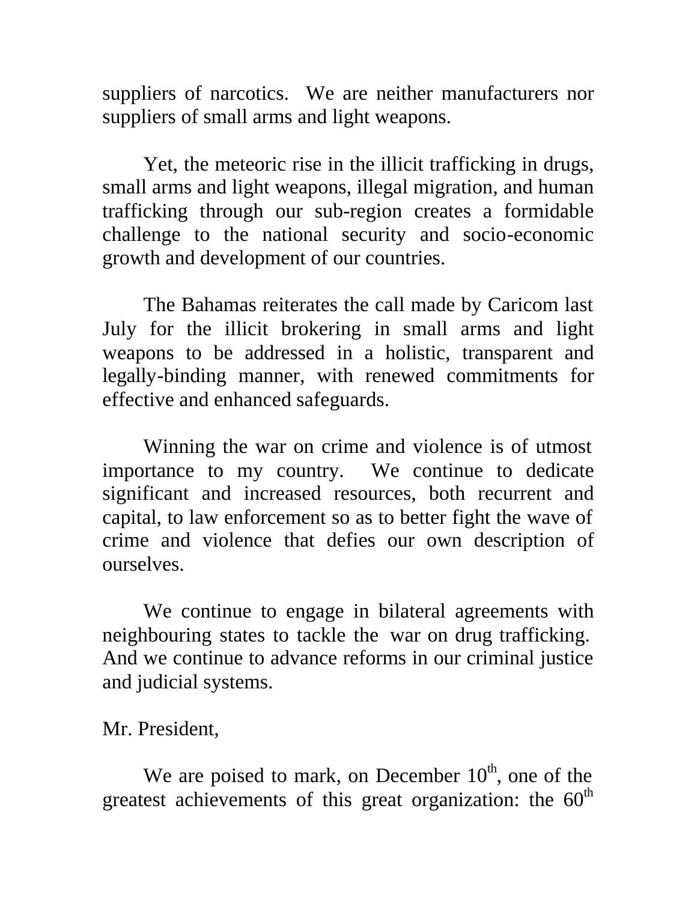suppliers of narcotics. We are neither manufacturers nor suppliers of small arms and light weapons.

Yet, the meteoric rise in the illicit trafficking in drugs, small arms and light weapons, illegal migration, and human trafficking through our sub-region creates a formidable challenge to the national security and socio-economic growth and development of our countries.

The Bahamas reiterates the call made by Caricom last July for the illicit brokering in small arms and light weapons to be addressed in a holistic, transparent and legally-binding manner, with renewed commitments for effective and enhanced safeguards.

Winning the war on crime and violence is of utmost importance to my country. We continue to dedicate significant and increased resources, both recurrent and capital, to law enforcement so as to better fight the wave of crime and violence that defies our own description of ourselves.

We continue to engage in bilateral agreements with neighbouring states to tackle the war on drug trafficking. And we continue to advance reforms in our criminal justice and judicial systems.

Mr. President,

We are poised to mark, on December 10th, one of the greatest achievements of this great organization: the 60th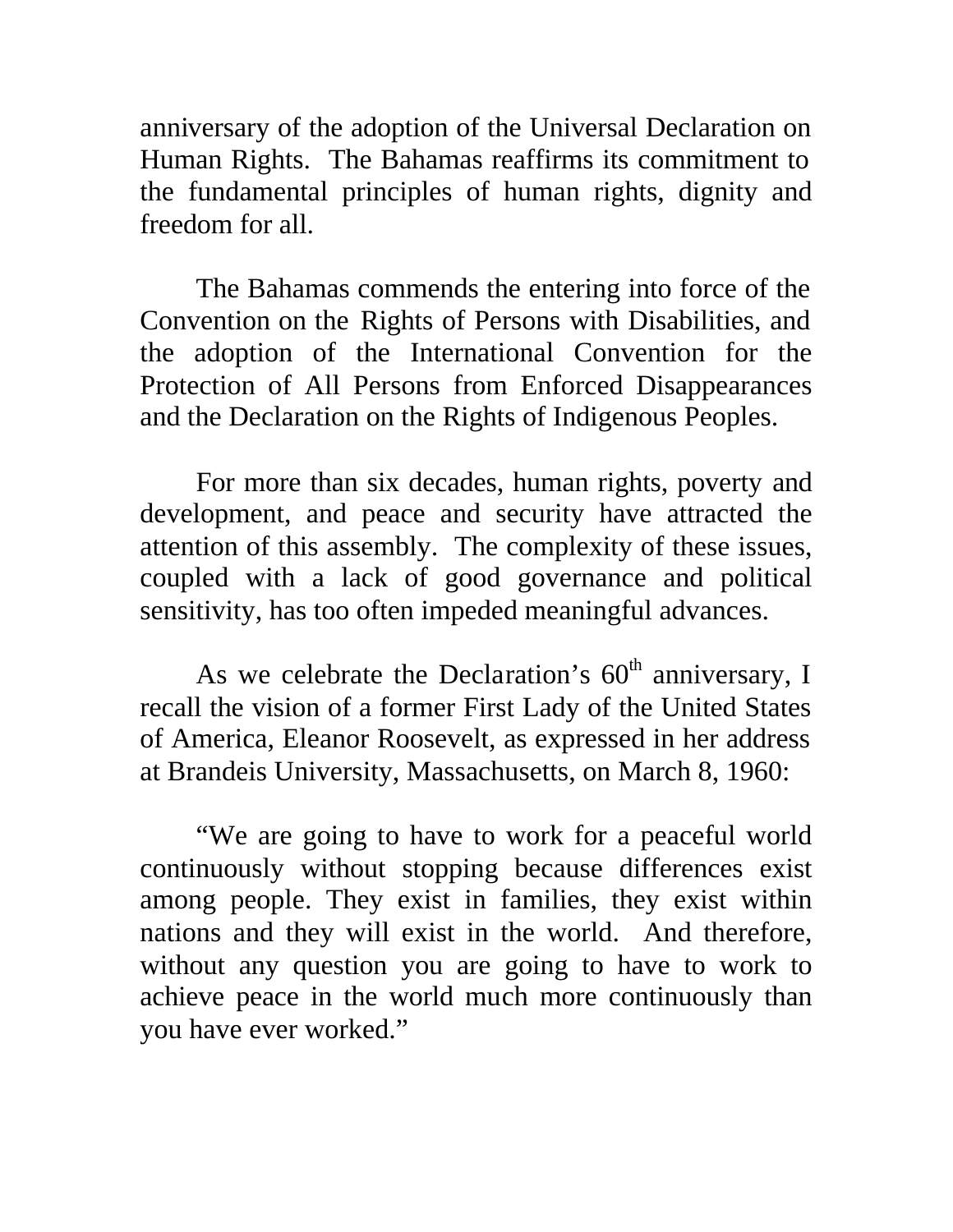anniversary of the adoption of the Universal Declaration on Human Rights. The Bahamas reaffirms its commitment to the fundamental principles of human rights, dignity and freedom for all.

The Bahamas commends the entering into force of the Convention on the Rights of Persons with Disabilities, and the adoption of the International Convention for the Protection of All Persons from Enforced Disappearances and the Declaration on the Rights of Indigenous Peoples.

For more than six decades, human rights, poverty and development, and peace and security have attracted the attention of this assembly. The complexity of these issues, coupled with a lack of good governance and political sensitivity, has too often impeded meaningful advances.

As we celebrate the Declaration's 60th anniversary, I recall the vision of a former First Lady of the United States of America, Eleanor Roosevelt, as expressed in her address at Brandeis University, Massachusetts, on March 8, 1960:

"We are going to have to work for a peaceful world continuously without stopping because differences exist among people. They exist in families, they exist within nations and they will exist in the world. And therefore, without any question you are going to have to work to achieve peace in the world much more continuously than you have ever worked."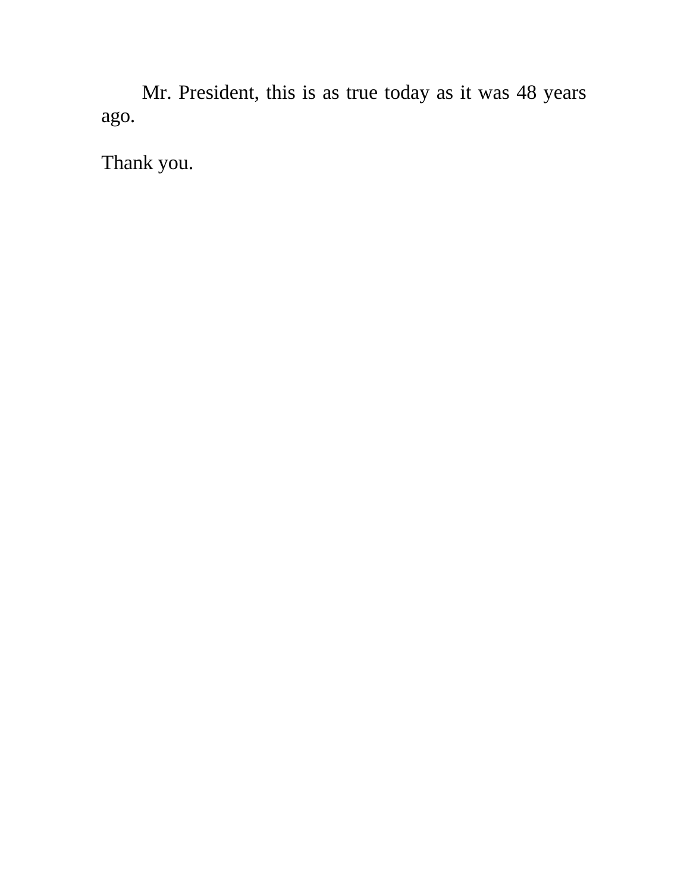Mr. President, this is as true today as it was 48 years ago.

Thank you.